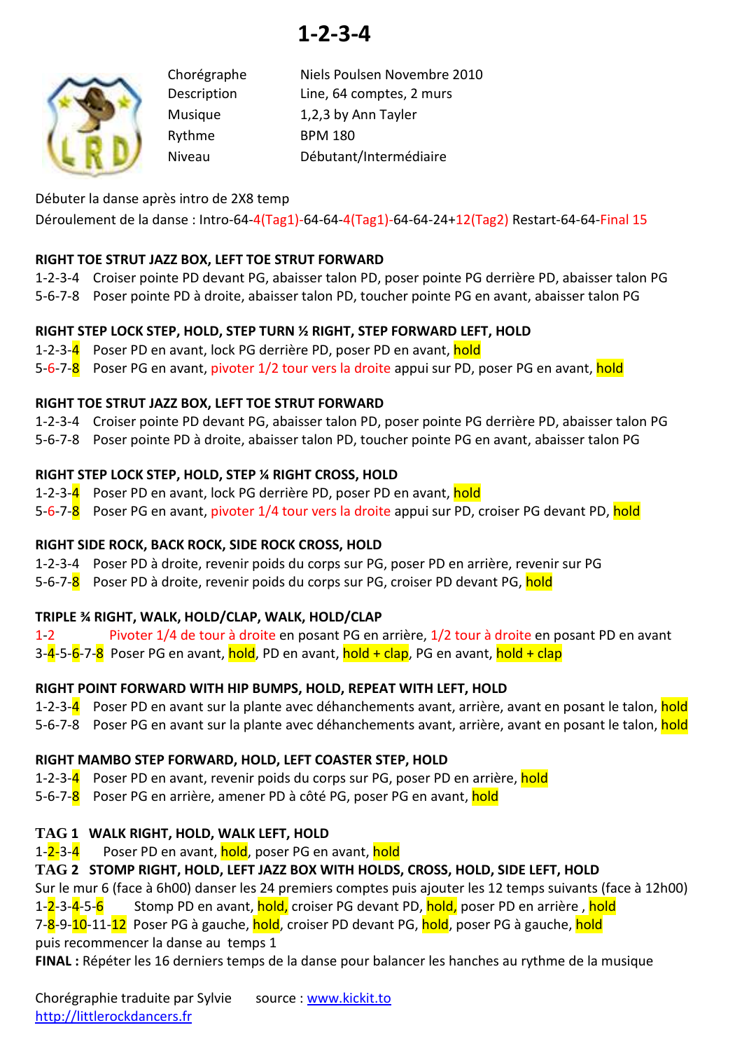# 1-2-3-4

| | |
|---|---|
| Chorégraphe | Niels Poulsen Novembre 2010 |
| Description | Line, 64 comptes, 2 murs |
| Musique | 1,2,3 by Ann Tayler |
| Rythme | BPM 180 |
| Niveau | Débutant/Intermédiaire |

Débuter la danse après intro de 2X8 temp

Déroulement de la danse : Intro-64-4(Tag1)-64-64-4(Tag1)-64-64-24+12(Tag2) Restart-64-64-Final 15

**RIGHT TOE STRUT JAZZ BOX, LEFT TOE STRUT FORWARD**

1-2-3-4 Croiser pointe PD devant PG, abaisser talon PD, poser pointe PG derrière PD, abaisser talon PG

5-6-7-8 Poser pointe PD à droite, abaisser talon PD, toucher pointe PG en avant, abaisser talon PG

**RIGHT STEP LOCK STEP, HOLD, STEP TURN ½ RIGHT, STEP FORWARD LEFT, HOLD**

1-2-3-4 Poser PD en avant, lock PG derrière PD, poser PD en avant, hold

5-6-7-8 Poser PG en avant, pivoter 1/2 tour vers la droite appui sur PD, poser PG en avant, hold

**RIGHT TOE STRUT JAZZ BOX, LEFT TOE STRUT FORWARD**

1-2-3-4 Croiser pointe PD devant PG, abaisser talon PD, poser pointe PG derrière PD, abaisser talon PG

5-6-7-8 Poser pointe PD à droite, abaisser talon PD, toucher pointe PG en avant, abaisser talon PG

**RIGHT STEP LOCK STEP, HOLD, STEP ¼ RIGHT CROSS, HOLD**

1-2-3-4 Poser PD en avant, lock PG derrière PD, poser PD en avant, hold

5-6-7-8 Poser PG en avant, pivoter 1/4 tour vers la droite appui sur PD, croiser PG devant PD, hold

**RIGHT SIDE ROCK, BACK ROCK, SIDE ROCK CROSS, HOLD**

1-2-3-4 Poser PD à droite, revenir poids du corps sur PG, poser PD en arrière, revenir sur PG

5-6-7-8 Poser PD à droite, revenir poids du corps sur PG, croiser PD devant PG, hold

**TRIPLE ¾ RIGHT, WALK, HOLD/CLAP, WALK, HOLD/CLAP**

1-2 Pivoter 1/4 de tour à droite en posant PG en arrière, 1/2 tour à droite en posant PD en avant

3-4-5-6-7-8 Poser PG en avant, hold, PD en avant, hold + clap, PG en avant, hold + clap

**RIGHT POINT FORWARD WITH HIP BUMPS, HOLD, REPEAT WITH LEFT, HOLD**

1-2-3-4 Poser PD en avant sur la plante avec déhanchements avant, arrière, avant en posant le talon, hold

5-6-7-8 Poser PG en avant sur la plante avec déhanchements avant, arrière, avant en posant le talon, hold

**RIGHT MAMBO STEP FORWARD, HOLD, LEFT COASTER STEP, HOLD**

1-2-3-4 Poser PD en avant, revenir poids du corps sur PG, poser PD en arrière, hold

5-6-7-8 Poser PG en arrière, amener PD à côté PG, poser PG en avant, hold

**TAG 1 WALK RIGHT, HOLD, WALK LEFT, HOLD**

1-2-3-4 Poser PD en avant, hold, poser PG en avant, hold

**TAG 2 STOMP RIGHT, HOLD, LEFT JAZZ BOX WITH HOLDS, CROSS, HOLD, SIDE LEFT, HOLD**

Sur le mur 6 (face à 6h00) danser les 24 premiers comptes puis ajouter les 12 temps suivants (face à 12h00)

1-2-3-4-5-6 Stomp PD en avant, hold, croiser PG devant PD, hold, poser PD en arrière , hold

7-8-9-10-11-12 Poser PG à gauche, hold, croiser PD devant PG, hold, poser PG à gauche, hold

puis recommencer la danse au temps 1

**FINAL :** Répéter les 16 derniers temps de la danse pour balancer les hanches au rythme de la musique

Chorégraphie traduite par Sylvie source : www.kickit.to

http://littlerockdancers.fr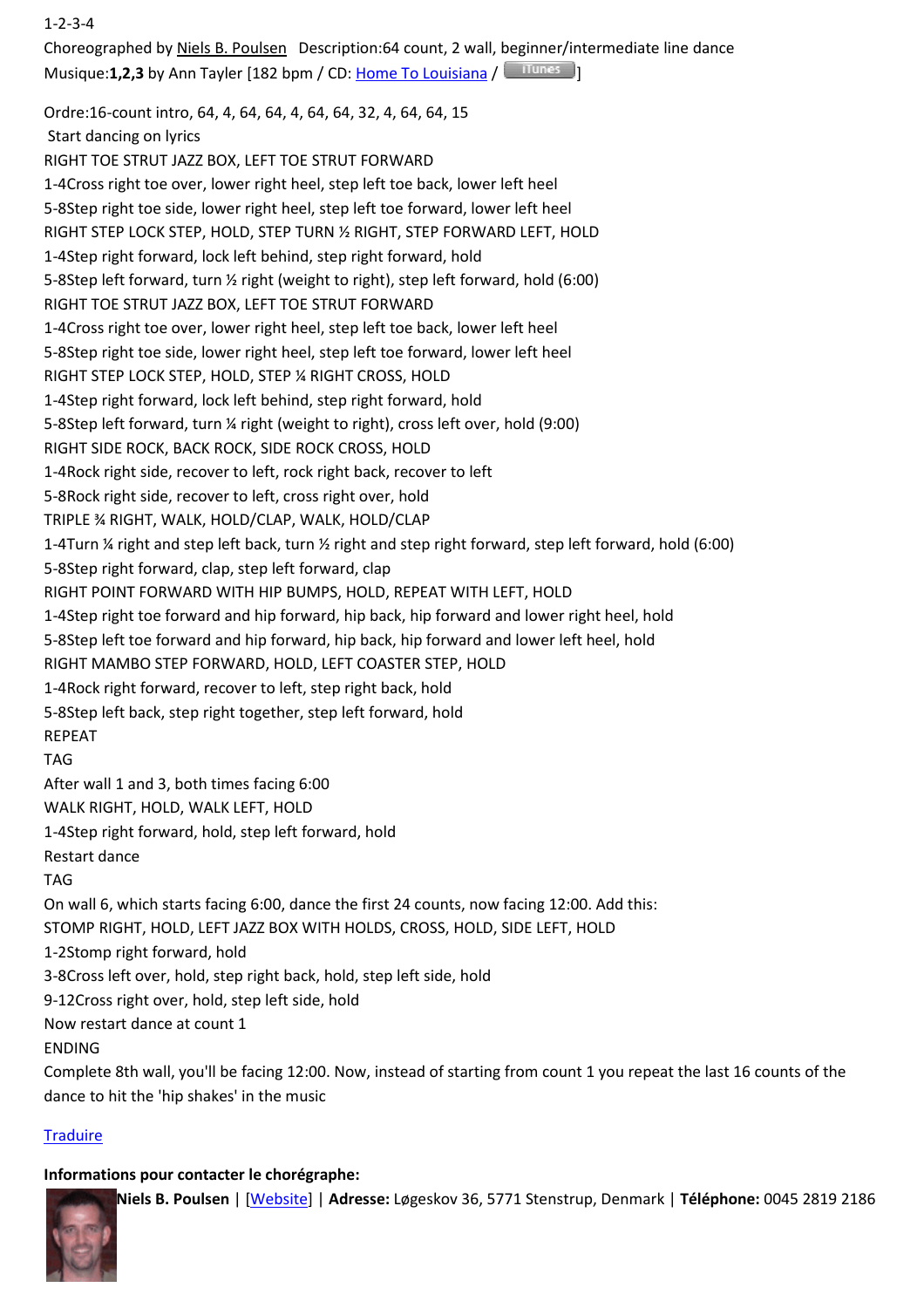1-2-3-4

Choreographed by Niels B. Poulsen   Description:64 count, 2 wall, beginner/intermediate line dance

Musique:**1,2,3** by Ann Tayler [182 bpm / CD: Home To Louisiana / iTunes]

Ordre:16-count intro, 64, 4, 64, 64, 4, 64, 64, 32, 4, 64, 64, 15

Start dancing on lyrics

RIGHT TOE STRUT JAZZ BOX, LEFT TOE STRUT FORWARD

1-4Cross right toe over, lower right heel, step left toe back, lower left heel

5-8Step right toe side, lower right heel, step left toe forward, lower left heel

RIGHT STEP LOCK STEP, HOLD, STEP TURN ½ RIGHT, STEP FORWARD LEFT, HOLD

1-4Step right forward, lock left behind, step right forward, hold

5-8Step left forward, turn ½ right (weight to right), step left forward, hold (6:00)

RIGHT TOE STRUT JAZZ BOX, LEFT TOE STRUT FORWARD

1-4Cross right toe over, lower right heel, step left toe back, lower left heel

5-8Step right toe side, lower right heel, step left toe forward, lower left heel

RIGHT STEP LOCK STEP, HOLD, STEP ¼ RIGHT CROSS, HOLD

1-4Step right forward, lock left behind, step right forward, hold

5-8Step left forward, turn ¼ right (weight to right), cross left over, hold (9:00)

RIGHT SIDE ROCK, BACK ROCK, SIDE ROCK CROSS, HOLD

1-4Rock right side, recover to left, rock right back, recover to left

5-8Rock right side, recover to left, cross right over, hold

TRIPLE ¾ RIGHT, WALK, HOLD/CLAP, WALK, HOLD/CLAP

1-4Turn ¼ right and step left back, turn ½ right and step right forward, step left forward, hold (6:00)

5-8Step right forward, clap, step left forward, clap

RIGHT POINT FORWARD WITH HIP BUMPS, HOLD, REPEAT WITH LEFT, HOLD

1-4Step right toe forward and hip forward, hip back, hip forward and lower right heel, hold

5-8Step left toe forward and hip forward, hip back, hip forward and lower left heel, hold

RIGHT MAMBO STEP FORWARD, HOLD, LEFT COASTER STEP, HOLD

1-4Rock right forward, recover to left, step right back, hold

5-8Step left back, step right together, step left forward, hold

REPEAT

TAG

After wall 1 and 3, both times facing 6:00

WALK RIGHT, HOLD, WALK LEFT, HOLD

1-4Step right forward, hold, step left forward, hold

Restart dance

TAG

On wall 6, which starts facing 6:00, dance the first 24 counts, now facing 12:00. Add this:

STOMP RIGHT, HOLD, LEFT JAZZ BOX WITH HOLDS, CROSS, HOLD, SIDE LEFT, HOLD

1-2Stomp right forward, hold

3-8Cross left over, hold, step right back, hold, step left side, hold

9-12Cross right over, hold, step left side, hold

Now restart dance at count 1

ENDING

Complete 8th wall, you'll be facing 12:00. Now, instead of starting from count 1 you repeat the last 16 counts of the dance to hit the 'hip shakes' in the music

Traduire

**Informations pour contacter le chorégraphe:**

**Niels B. Poulsen** | [Website] | **Adresse:** Løgeskov 36, 5771 Stenstrup, Denmark | **Téléphone:** 0045 2819 2186